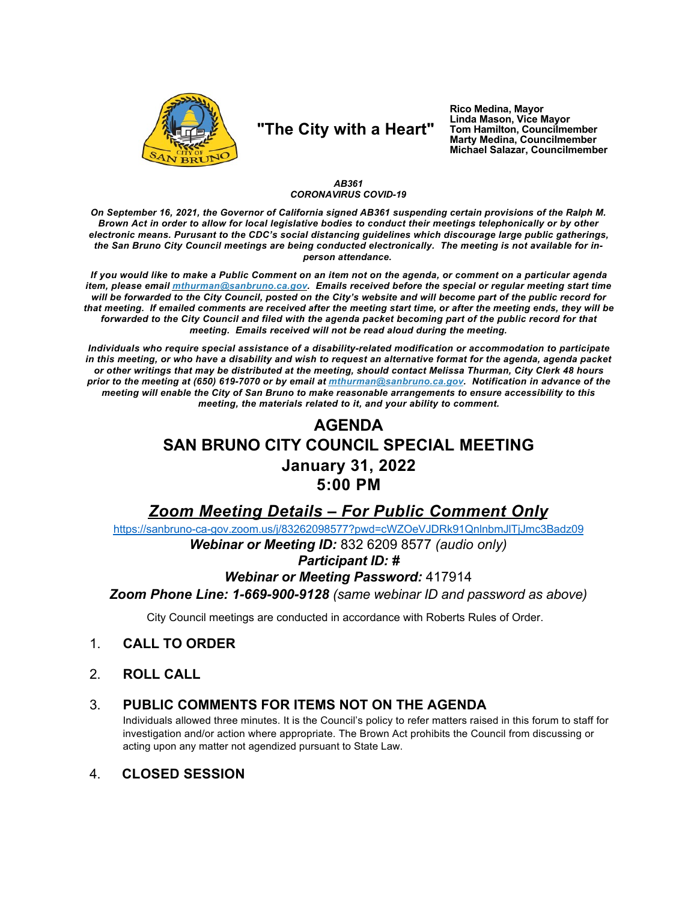**"The City with a Heart"**

**Rico Medina, Mayor**
**Linda Mason, Vice Mayor**
**Tom Hamilton, Councilmember**
**Marty Medina, Councilmember**
**Michael Salazar, Councilmember**

***AB361***
***CORONAVIRUS COVID-19***

***On September 16, 2021, the Governor of California signed AB361 suspending certain provisions of the Ralph M. Brown Act in order to allow for local legislative bodies to conduct their meetings telephonically or by other electronic means. Pursuant to the CDC's social distancing guidelines which discourage large public gatherings, the San Bruno City Council meetings are being conducted electronically. The meeting is not available for in-person attendance.***

***If you would like to make a Public Comment on an item not on the agenda, or comment on a particular agenda item, please email [mthurman@sanbruno.ca.gov](mailto:mthurman@sanbruno.ca.gov). Emails received before the special or regular meeting start time will be forwarded to the City Council, posted on the City's website and will become part of the public record for that meeting. If emailed comments are received after the meeting start time, or after the meeting ends, they will be forwarded to the City Council and filed with the agenda packet becoming part of the public record for that meeting. Emails received will not be read aloud during the meeting.***

***Individuals who require special assistance of a disability-related modification or accommodation to participate in this meeting, or who have a disability and wish to request an alternative format for the agenda, agenda packet or other writings that may be distributed at the meeting, should contact Melissa Thurman, City Clerk 48 hours prior to the meeting at (650) 619-7070 or by email at [mthurman@sanbruno.ca.gov](mailto:mthurman@sanbruno.ca.gov). Notification in advance of the meeting will enable the City of San Bruno to make reasonable arrangements to ensure accessibility to this meeting, the materials related to it, and your ability to comment.***

# AGENDA
# SAN BRUNO CITY COUNCIL SPECIAL MEETING
# January 31, 2022
# 5:00 PM

## ***Zoom Meeting Details – For Public Comment Only***

https://sanbruno-ca-gov.zoom.us/j/83262098577?pwd=cWZOeVJDRk91QnlnbmJlTjJmc3Badz09

***Webinar or Meeting ID:*** 832 6209 8577 *(audio only)*

***Participant ID: #***

***Webinar or Meeting Password:*** 417914

***Zoom Phone Line: 1-669-900-9128*** *(same webinar ID and password as above)*

City Council meetings are conducted in accordance with Roberts Rules of Order.

1. **CALL TO ORDER**

2. **ROLL CALL**

3. **PUBLIC COMMENTS FOR ITEMS NOT ON THE AGENDA**
   Individuals allowed three minutes. It is the Council's policy to refer matters raised in this forum to staff for investigation and/or action where appropriate. The Brown Act prohibits the Council from discussing or acting upon any matter not agendized pursuant to State Law.

4. **CLOSED SESSION**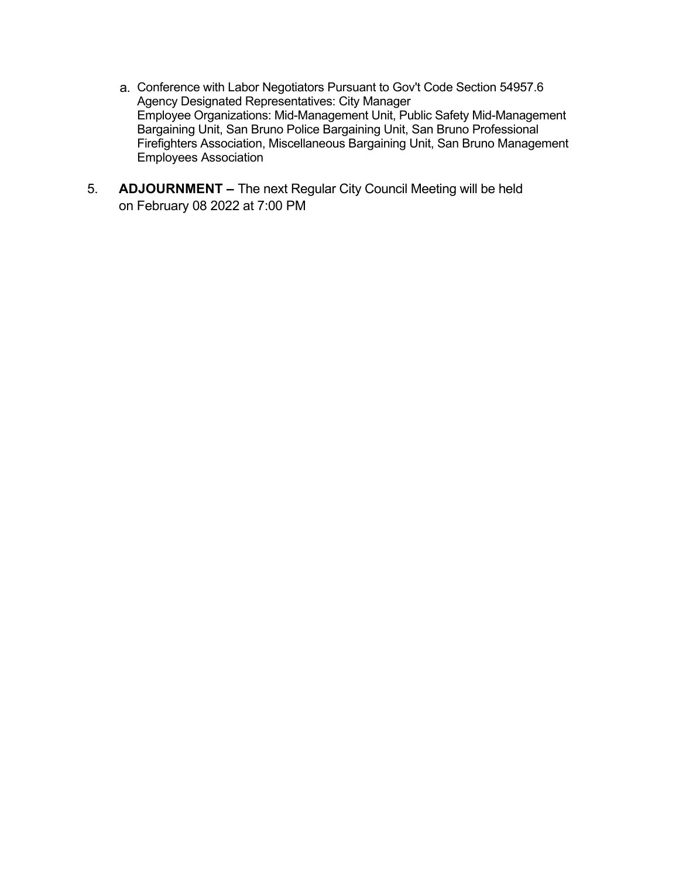a. Conference with Labor Negotiators Pursuant to Gov't Code Section 54957.6
   Agency Designated Representatives: City Manager
   Employee Organizations: Mid-Management Unit, Public Safety Mid-Management Bargaining Unit, San Bruno Police Bargaining Unit, San Bruno Professional Firefighters Association, Miscellaneous Bargaining Unit, San Bruno Management Employees Association

5. **ADJOURNMENT –** The next Regular City Council Meeting will be held on February 08 2022 at 7:00 PM